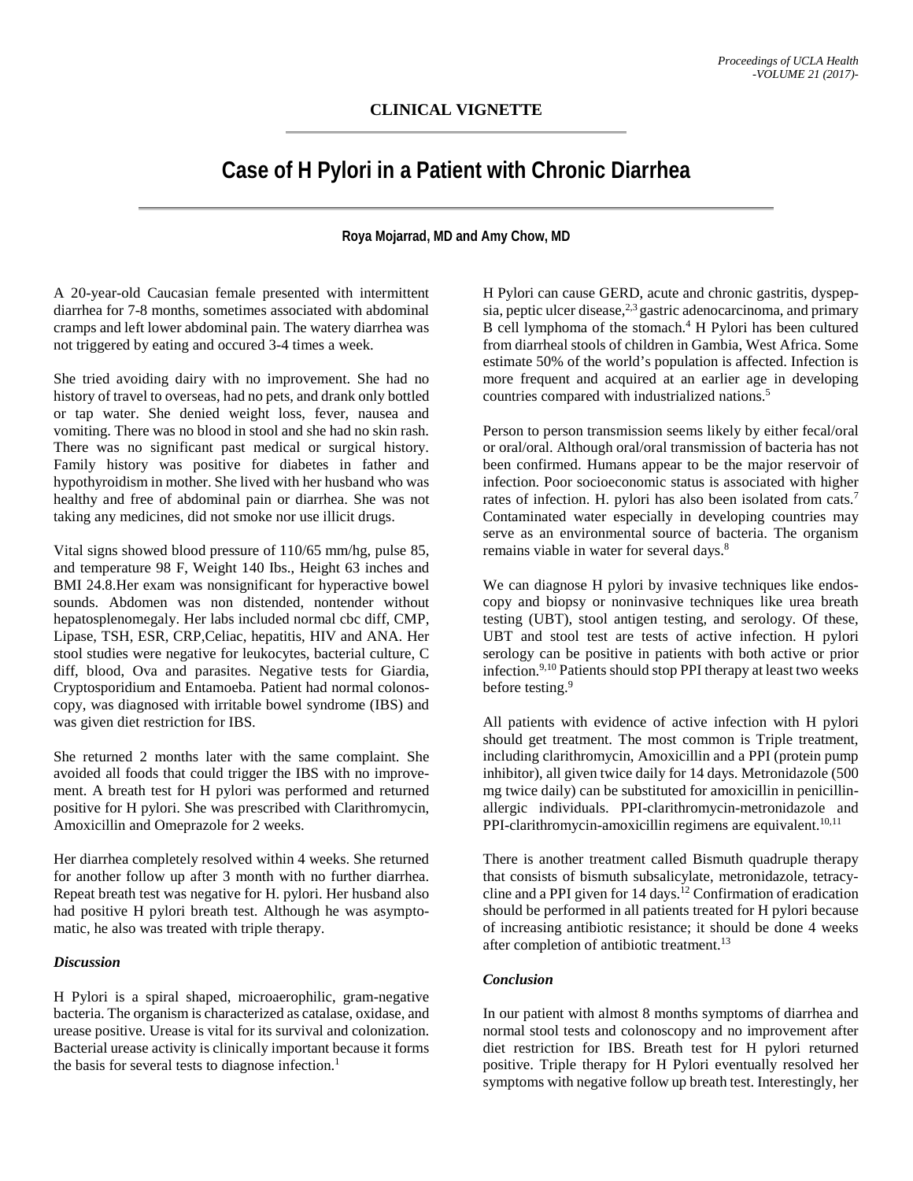**CLINICAL VIGNETTE**

# Case of H Pylori in a Patient with Chronic Diarrhea

**Roya Mojarrad, MD and Amy Chow, MD**

A 20-year-old Caucasian female presented with intermittent diarrhea for 7-8 months, sometimes associated with abdominal cramps and left lower abdominal pain. The watery diarrhea was not triggered by eating and occured 3-4 times a week.

She tried avoiding dairy with no improvement. She had no history of travel to overseas, had no pets, and drank only bottled or tap water. She denied weight loss, fever, nausea and vomiting. There was no blood in stool and she had no skin rash. There was no significant past medical or surgical history. Family history was positive for diabetes in father and hypothyroidism in mother. She lived with her husband who was healthy and free of abdominal pain or diarrhea. She was not taking any medicines, did not smoke nor use illicit drugs.

Vital signs showed blood pressure of 110/65 mm/hg, pulse 85, and temperature 98 F, Weight 140 Ibs., Height 63 inches and BMI 24.8.Her exam was nonsignificant for hyperactive bowel sounds. Abdomen was non distended, nontender without hepatosplenomegaly. Her labs included normal cbc diff, CMP, Lipase, TSH, ESR, CRP,Celiac, hepatitis, HIV and ANA. Her stool studies were negative for leukocytes, bacterial culture, C diff, blood, Ova and parasites. Negative tests for Giardia, Cryptosporidium and Entamoeba. Patient had normal colonoscopy, was diagnosed with irritable bowel syndrome (IBS) and was given diet restriction for IBS.

She returned 2 months later with the same complaint. She avoided all foods that could trigger the IBS with no improvement. A breath test for H pylori was performed and returned positive for H pylori. She was prescribed with Clarithromycin, Amoxicillin and Omeprazole for 2 weeks.

Her diarrhea completely resolved within 4 weeks. She returned for another follow up after 3 month with no further diarrhea. Repeat breath test was negative for H. pylori. Her husband also had positive H pylori breath test. Although he was asymptomatic, he also was treated with triple therapy.

### *Discussion*

H Pylori is a spiral shaped, microaerophilic, gram-negative bacteria. The organism is characterized as catalase, oxidase, and urease positive. Urease is vital for its survival and colonization. Bacterial urease activity is clinically important because it forms the basis for several tests to diagnose infection.[1]

H Pylori can cause GERD, acute and chronic gastritis, dyspepsia, peptic ulcer disease,[2,3] gastric adenocarcinoma, and primary B cell lymphoma of the stomach.[4] H Pylori has been cultured from diarrheal stools of children in Gambia, West Africa. Some estimate 50% of the world's population is affected. Infection is more frequent and acquired at an earlier age in developing countries compared with industrialized nations.[5]

Person to person transmission seems likely by either fecal/oral or oral/oral. Although oral/oral transmission of bacteria has not been confirmed. Humans appear to be the major reservoir of infection. Poor socioeconomic status is associated with higher rates of infection. H. pylori has also been isolated from cats.[7] Contaminated water especially in developing countries may serve as an environmental source of bacteria. The organism remains viable in water for several days.[8]

We can diagnose H pylori by invasive techniques like endoscopy and biopsy or noninvasive techniques like urea breath testing (UBT), stool antigen testing, and serology. Of these, UBT and stool test are tests of active infection. H pylori serology can be positive in patients with both active or prior infection.[9,10] Patients should stop PPI therapy at least two weeks before testing.[9]

All patients with evidence of active infection with H pylori should get treatment. The most common is Triple treatment, including clarithromycin, Amoxicillin and a PPI (protein pump inhibitor), all given twice daily for 14 days. Metronidazole (500 mg twice daily) can be substituted for amoxicillin in penicillin-allergic individuals. PPI-clarithromycin-metronidazole and PPI-clarithromycin-amoxicillin regimens are equivalent.[10,11]

There is another treatment called Bismuth quadruple therapy that consists of bismuth subsalicylate, metronidazole, tetracycline and a PPI given for 14 days.[12] Confirmation of eradication should be performed in all patients treated for H pylori because of increasing antibiotic resistance; it should be done 4 weeks after completion of antibiotic treatment.[13]

### *Conclusion*

In our patient with almost 8 months symptoms of diarrhea and normal stool tests and colonoscopy and no improvement after diet restriction for IBS. Breath test for H pylori returned positive. Triple therapy for H Pylori eventually resolved her symptoms with negative follow up breath test. Interestingly, her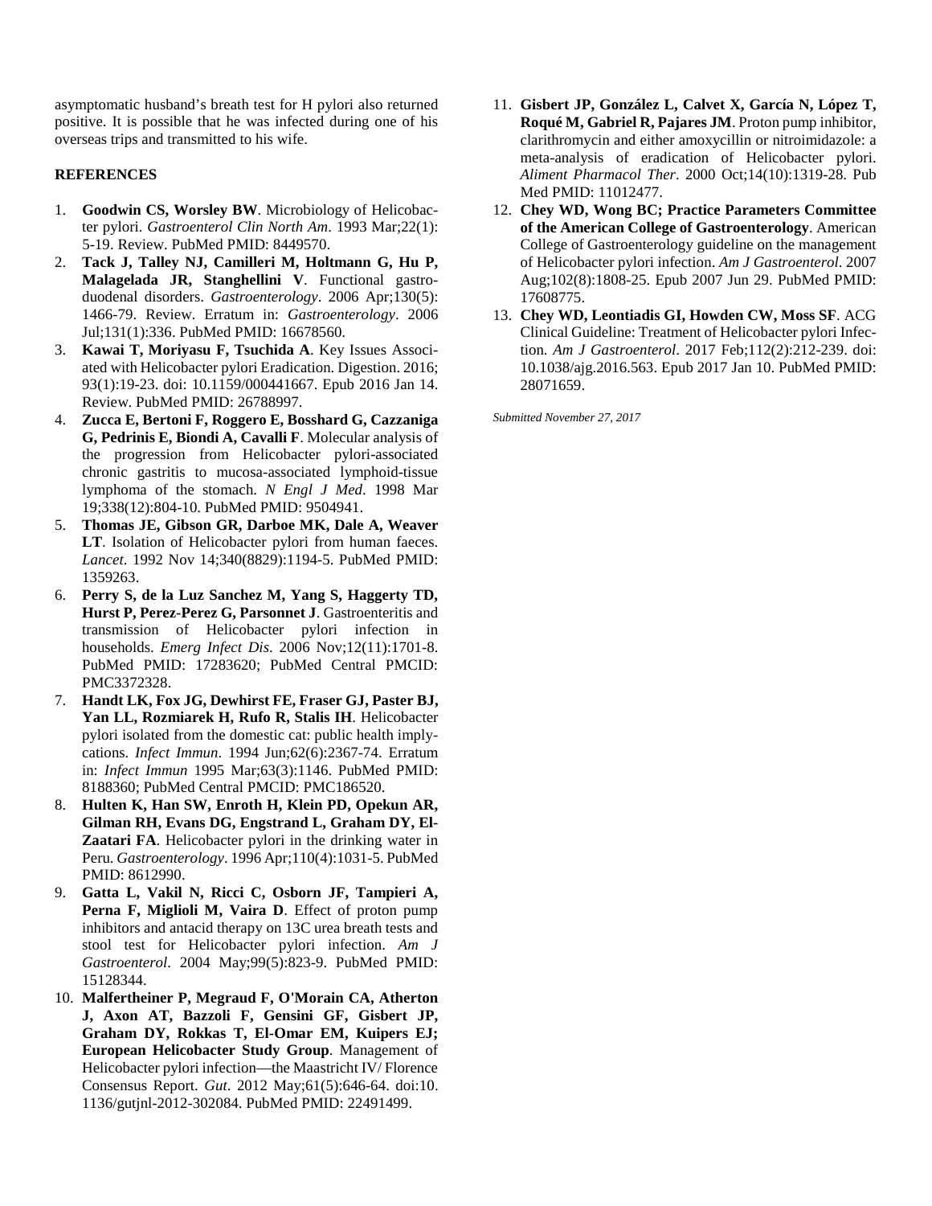asymptomatic husband's breath test for H pylori also returned positive. It is possible that he was infected during one of his overseas trips and transmitted to his wife.

## REFERENCES

1. **Goodwin CS, Worsley BW**. Microbiology of Helicobacter pylori. *Gastroenterol Clin North Am*. 1993 Mar;22(1): 5-19. Review. PubMed PMID: 8449570.
2. **Tack J, Talley NJ, Camilleri M, Holtmann G, Hu P, Malagelada JR, Stanghellini V**. Functional gastroduodenal disorders. *Gastroenterology*. 2006 Apr;130(5): 1466-79. Review. Erratum in: *Gastroenterology*. 2006 Jul;131(1):336. PubMed PMID: 16678560.
3. **Kawai T, Moriyasu F, Tsuchida A**. Key Issues Associated with Helicobacter pylori Eradication. Digestion. 2016; 93(1):19-23. doi: 10.1159/000441667. Epub 2016 Jan 14. Review. PubMed PMID: 26788997.
4. **Zucca E, Bertoni F, Roggero E, Bosshard G, Cazzaniga G, Pedrinis E, Biondi A, Cavalli F**. Molecular analysis of the progression from Helicobacter pylori-associated chronic gastritis to mucosa-associated lymphoid-tissue lymphoma of the stomach. *N Engl J Med*. 1998 Mar 19;338(12):804-10. PubMed PMID: 9504941.
5. **Thomas JE, Gibson GR, Darboe MK, Dale A, Weaver LT**. Isolation of Helicobacter pylori from human faeces. *Lancet*. 1992 Nov 14;340(8829):1194-5. PubMed PMID: 1359263.
6. **Perry S, de la Luz Sanchez M, Yang S, Haggerty TD, Hurst P, Perez-Perez G, Parsonnet J**. Gastroenteritis and transmission of Helicobacter pylori infection in households. *Emerg Infect Dis*. 2006 Nov;12(11):1701-8. PubMed PMID: 17283620; PubMed Central PMCID: PMC3372328.
7. **Handt LK, Fox JG, Dewhirst FE, Fraser GJ, Paster BJ, Yan LL, Rozmiarek H, Rufo R, Stalis IH**. Helicobacter pylori isolated from the domestic cat: public health implycations. *Infect Immun*. 1994 Jun;62(6):2367-74. Erratum in: *Infect Immun* 1995 Mar;63(3):1146. PubMed PMID: 8188360; PubMed Central PMCID: PMC186520.
8. **Hulten K, Han SW, Enroth H, Klein PD, Opekun AR, Gilman RH, Evans DG, Engstrand L, Graham DY, El-Zaatari FA**. Helicobacter pylori in the drinking water in Peru. *Gastroenterology*. 1996 Apr;110(4):1031-5. PubMed PMID: 8612990.
9. **Gatta L, Vakil N, Ricci C, Osborn JF, Tampieri A, Perna F, Miglioli M, Vaira D**. Effect of proton pump inhibitors and antacid therapy on 13C urea breath tests and stool test for Helicobacter pylori infection. *Am J Gastroenterol*. 2004 May;99(5):823-9. PubMed PMID: 15128344.
10. **Malfertheiner P, Megraud F, O'Morain CA, Atherton J, Axon AT, Bazzoli F, Gensini GF, Gisbert JP, Graham DY, Rokkas T, El-Omar EM, Kuipers EJ; European Helicobacter Study Group**. Management of Helicobacter pylori infection—the Maastricht IV/ Florence Consensus Report. *Gut*. 2012 May;61(5):646-64. doi:10. 1136/gutjnl-2012-302084. PubMed PMID: 22491499.
11. **Gisbert JP, González L, Calvet X, García N, López T, Roqué M, Gabriel R, Pajares JM**. Proton pump inhibitor, clarithromycin and either amoxycillin or nitroimidazole: a meta-analysis of eradication of Helicobacter pylori. *Aliment Pharmacol Ther*. 2000 Oct;14(10):1319-28. Pub Med PMID: 11012477.
12. **Chey WD, Wong BC; Practice Parameters Committee of the American College of Gastroenterology**. American College of Gastroenterology guideline on the management of Helicobacter pylori infection. *Am J Gastroenterol*. 2007 Aug;102(8):1808-25. Epub 2007 Jun 29. PubMed PMID: 17608775.
13. **Chey WD, Leontiadis GI, Howden CW, Moss SF**. ACG Clinical Guideline: Treatment of Helicobacter pylori Infection. *Am J Gastroenterol*. 2017 Feb;112(2):212-239. doi: 10.1038/ajg.2016.563. Epub 2017 Jan 10. PubMed PMID: 28071659.

*Submitted November 27, 2017*